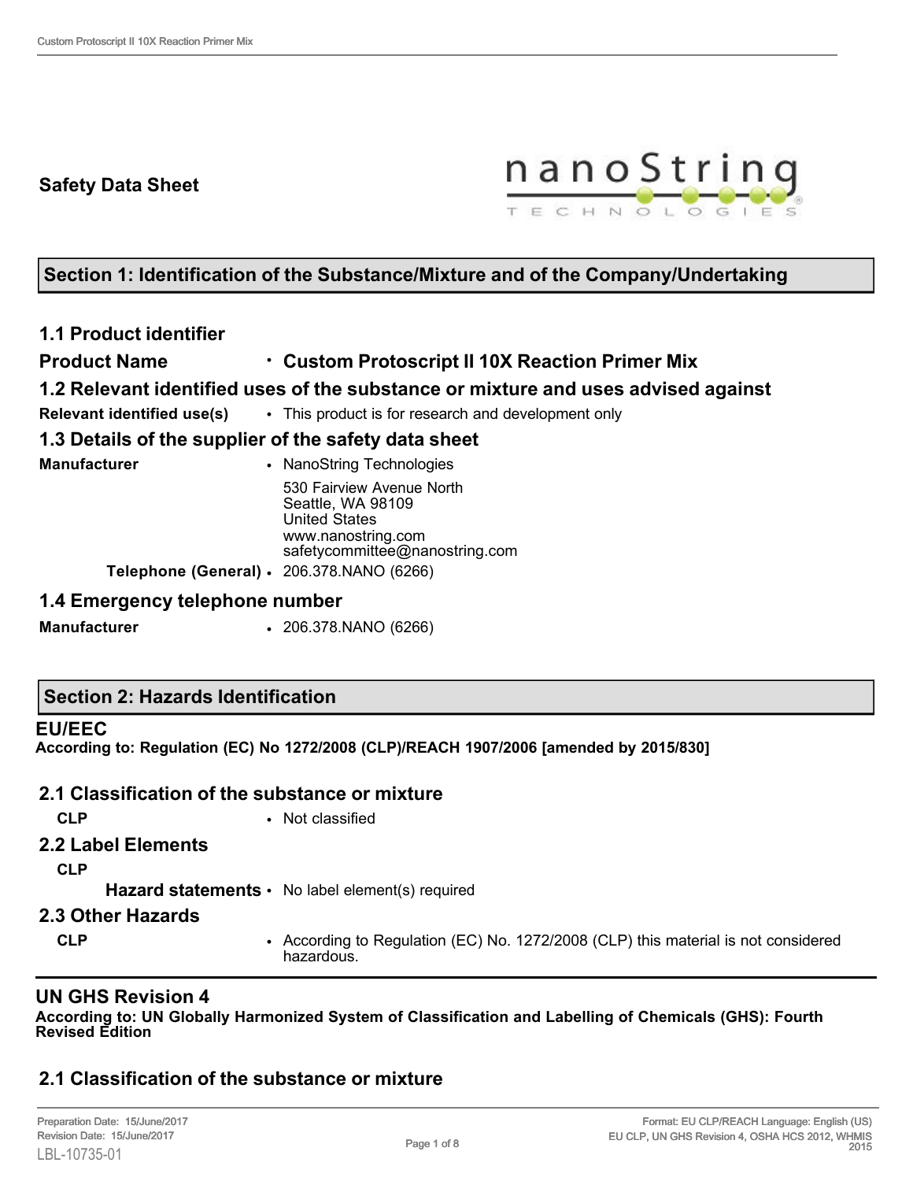# Safety Data Sheet

## Section 1: Identification of the Substance/Mixture and of the Company/Undertaking

### 1.1 Product identifier

**Product Name** • **Custom Protoscript II 10X Reaction Primer Mix**

### 1.2 Relevant identified uses of the substance or mixture and uses advised against

**Relevant identified use(s)** • This product is for research and development only

### 1.3 Details of the supplier of the safety data sheet

**Manufacturer** • NanoString Technologies
530 Fairview Avenue North
Seattle, WA 98109
United States
www.nanostring.com
safetycommittee@nanostring.com

**Telephone (General)** • 206.378.NANO (6266)

### 1.4 Emergency telephone number

**Manufacturer** • 206.378.NANO (6266)

## Section 2: Hazards Identification

### EU/EEC

**According to: Regulation (EC) No 1272/2008 (CLP)/REACH 1907/2006 [amended by 2015/830]**

### 2.1 Classification of the substance or mixture

**CLP** • Not classified

### 2.2 Label Elements

**CLP**

**Hazard statements** • No label element(s) required

### 2.3 Other Hazards

**CLP** • According to Regulation (EC) No. 1272/2008 (CLP) this material is not considered hazardous.

### UN GHS Revision 4

**According to: UN Globally Harmonized System of Classification and Labelling of Chemicals (GHS): Fourth Revised Edition**

### 2.1 Classification of the substance or mixture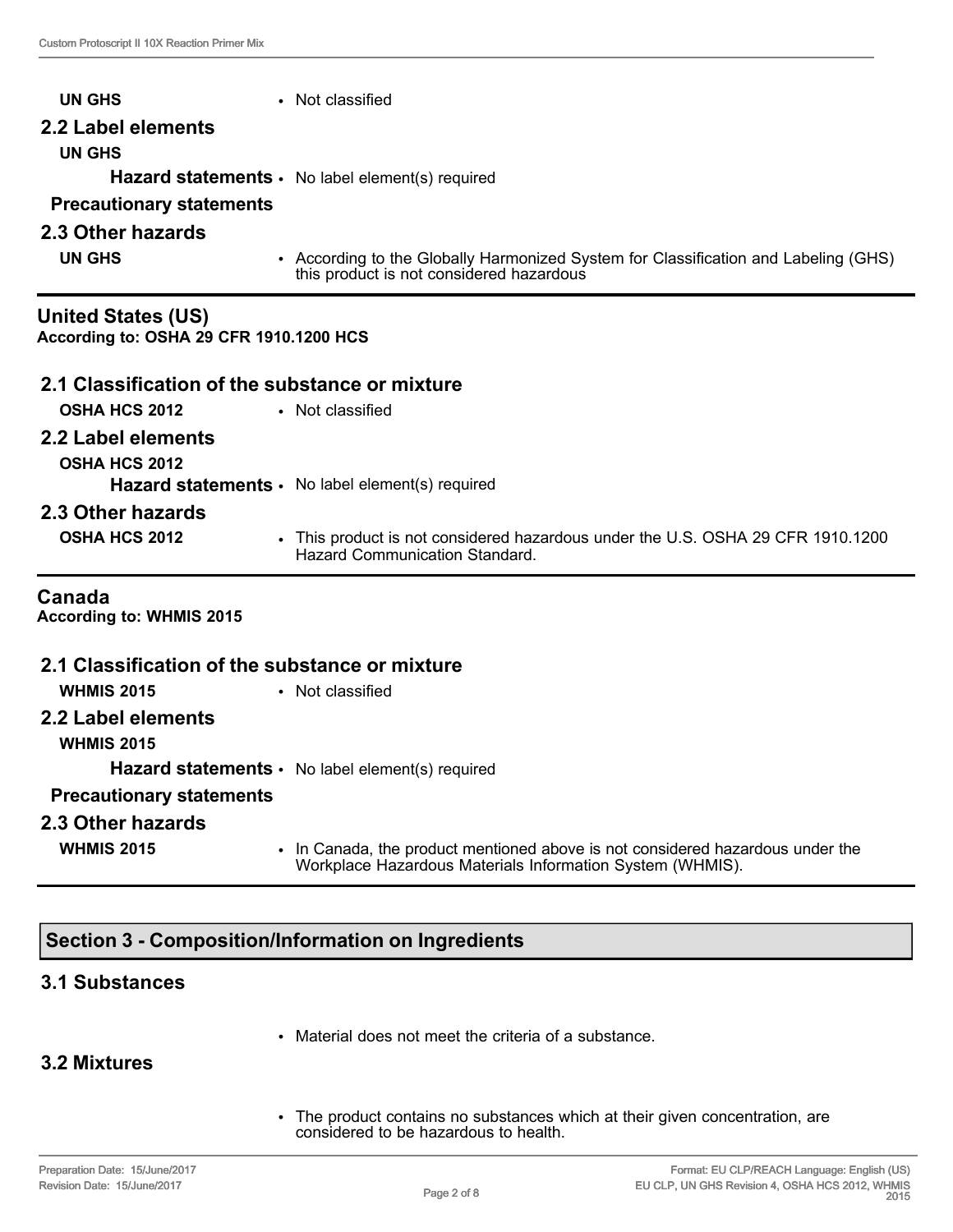**UN GHS** • Not classified

### 2.2 Label elements

**UN GHS**

**Hazard statements** • No label element(s) required

**Precautionary statements**

### 2.3 Other hazards

**UN GHS** • According to the Globally Harmonized System for Classification and Labeling (GHS) this product is not considered hazardous

## United States (US)

**According to: OSHA 29 CFR 1910.1200 HCS**

### 2.1 Classification of the substance or mixture

**OSHA HCS 2012** • Not classified

### 2.2 Label elements

**OSHA HCS 2012**

**Hazard statements** • No label element(s) required

### 2.3 Other hazards

**OSHA HCS 2012** • This product is not considered hazardous under the U.S. OSHA 29 CFR 1910.1200 Hazard Communication Standard.

## Canada

**According to: WHMIS 2015**

### 2.1 Classification of the substance or mixture

**WHMIS 2015** • Not classified

### 2.2 Label elements

**WHMIS 2015**

**Hazard statements** • No label element(s) required

**Precautionary statements**

### 2.3 Other hazards

**WHMIS 2015** • In Canada, the product mentioned above is not considered hazardous under the Workplace Hazardous Materials Information System (WHMIS).

## Section 3 - Composition/Information on Ingredients

### 3.1 Substances

- Material does not meet the criteria of a substance.

### 3.2 Mixtures

- The product contains no substances which at their given concentration, are considered to be hazardous to health.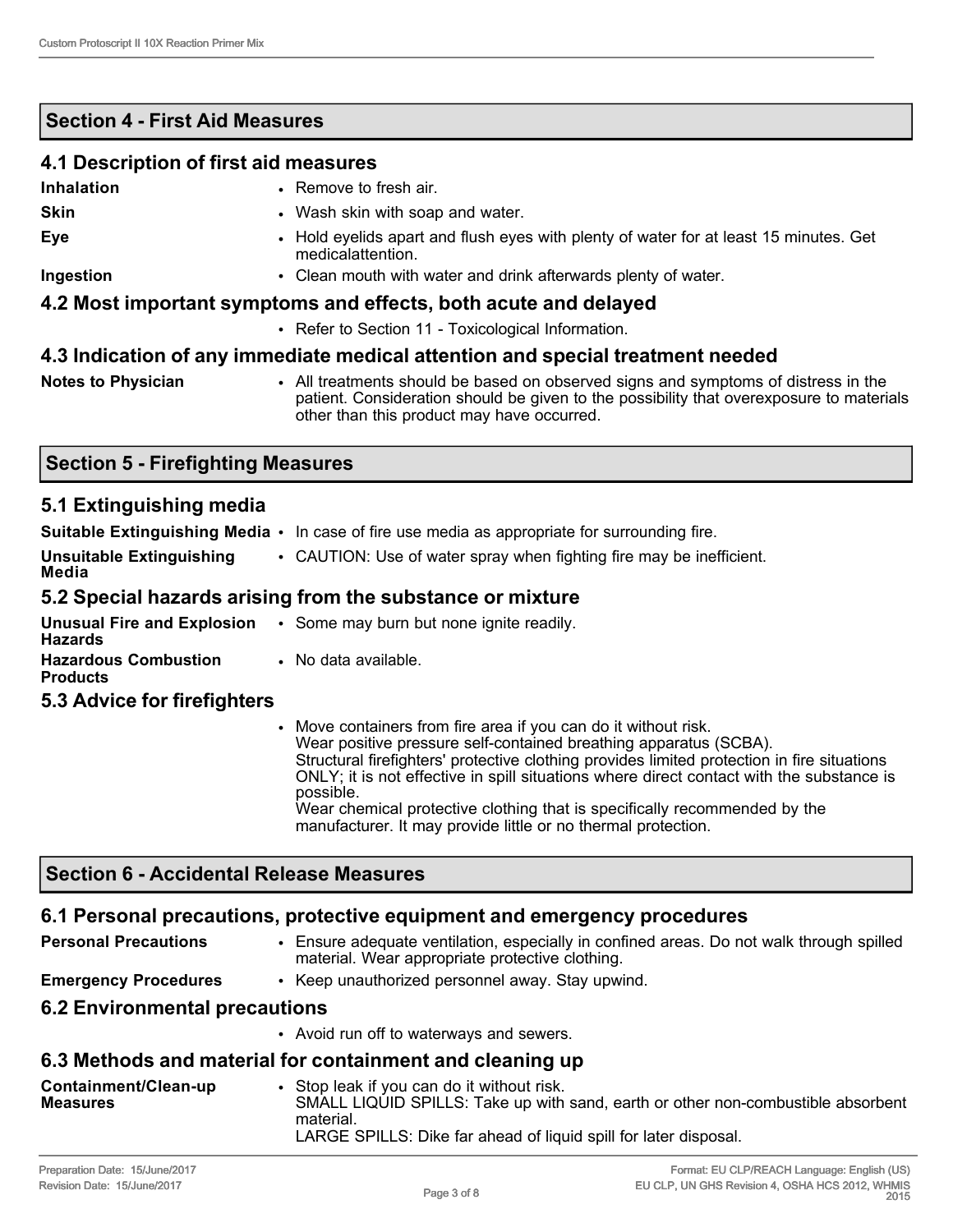## Section 4 - First Aid Measures

### 4.1 Description of first aid measures

| | |
|---|---|
| **Inhalation** | • Remove to fresh air. |
| **Skin** | • Wash skin with soap and water. |
| **Eye** | • Hold eyelids apart and flush eyes with plenty of water for at least 15 minutes. Get medicalattention. |
| **Ingestion** | • Clean mouth with water and drink afterwards plenty of water. |

### 4.2 Most important symptoms and effects, both acute and delayed

- Refer to Section 11 - Toxicological Information.

### 4.3 Indication of any immediate medical attention and special treatment needed

| | |
|---|---|
| **Notes to Physician** | • All treatments should be based on observed signs and symptoms of distress in the patient. Consideration should be given to the possibility that overexposure to materials other than this product may have occurred. |

## Section 5 - Firefighting Measures

### 5.1 Extinguishing media

| | |
|---|---|
| **Suitable Extinguishing Media** | • In case of fire use media as appropriate for surrounding fire. |
| **Unsuitable Extinguishing Media** | • CAUTION: Use of water spray when fighting fire may be inefficient. |

### 5.2 Special hazards arising from the substance or mixture

| | |
|---|---|
| **Unusual Fire and Explosion Hazards** | • Some may burn but none ignite readily. |
| **Hazardous Combustion Products** | • No data available. |

### 5.3 Advice for firefighters

- Move containers from fire area if you can do it without risk.
  Wear positive pressure self-contained breathing apparatus (SCBA).
  Structural firefighters' protective clothing provides limited protection in fire situations ONLY; it is not effective in spill situations where direct contact with the substance is possible.
  Wear chemical protective clothing that is specifically recommended by the manufacturer. It may provide little or no thermal protection.

## Section 6 - Accidental Release Measures

### 6.1 Personal precautions, protective equipment and emergency procedures

| | |
|---|---|
| **Personal Precautions** | • Ensure adequate ventilation, especially in confined areas. Do not walk through spilled material. Wear appropriate protective clothing. |
| **Emergency Procedures** | • Keep unauthorized personnel away. Stay upwind. |

### 6.2 Environmental precautions

- Avoid run off to waterways and sewers.

### 6.3 Methods and material for containment and cleaning up

| | |
|---|---|
| **Containment/Clean-up Measures** | • Stop leak if you can do it without risk. SMALL LIQUID SPILLS: Take up with sand, earth or other non-combustible absorbent material. LARGE SPILLS: Dike far ahead of liquid spill for later disposal. |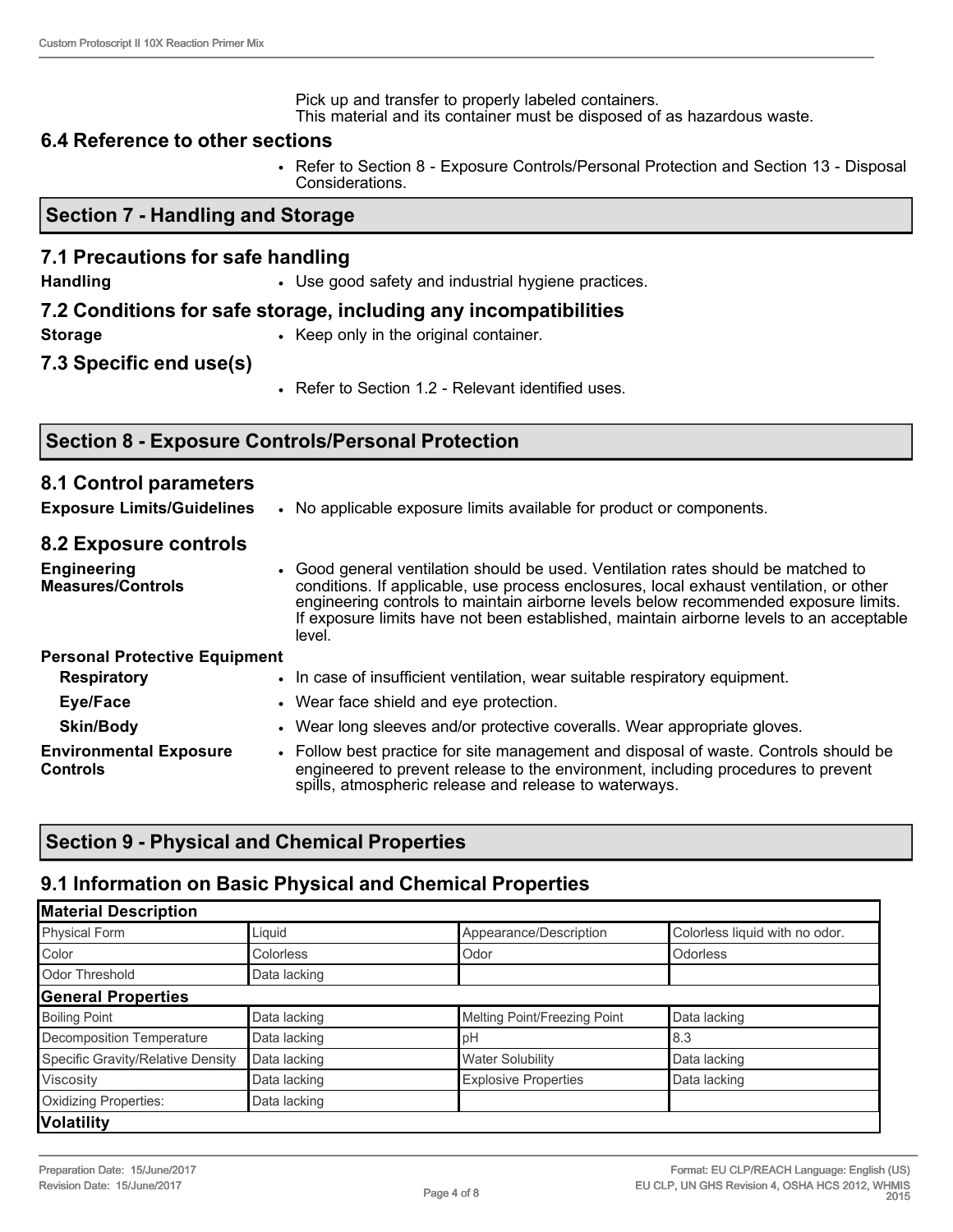Pick up and transfer to properly labeled containers.
This material and its container must be disposed of as hazardous waste.

### 6.4 Reference to other sections

- Refer to Section 8 - Exposure Controls/Personal Protection and Section 13 - Disposal Considerations.

## Section 7 - Handling and Storage

### 7.1 Precautions for safe handling

**Handling**
- Use good safety and industrial hygiene practices.

### 7.2 Conditions for safe storage, including any incompatibilities

**Storage**
- Keep only in the original container.

### 7.3 Specific end use(s)

- Refer to Section 1.2 - Relevant identified uses.

## Section 8 - Exposure Controls/Personal Protection

### 8.1 Control parameters

**Exposure Limits/Guidelines**
- No applicable exposure limits available for product or components.

### 8.2 Exposure controls

**Engineering Measures/Controls**
- Good general ventilation should be used. Ventilation rates should be matched to conditions. If applicable, use process enclosures, local exhaust ventilation, or other engineering controls to maintain airborne levels below recommended exposure limits. If exposure limits have not been established, maintain airborne levels to an acceptable level.

**Personal Protective Equipment**

**Respiratory**
- In case of insufficient ventilation, wear suitable respiratory equipment.

**Eye/Face**
- Wear face shield and eye protection.

**Skin/Body**
- Wear long sleeves and/or protective coveralls. Wear appropriate gloves.

**Environmental Exposure Controls**
- Follow best practice for site management and disposal of waste. Controls should be engineered to prevent release to the environment, including procedures to prevent spills, atmospheric release and release to waterways.

## Section 9 - Physical and Chemical Properties

### 9.1 Information on Basic Physical and Chemical Properties

| **Material Description** | | | |
|---|---|---|---|
| Physical Form | Liquid | Appearance/Description | Colorless liquid with no odor. |
| Color | Colorless | Odor | Odorless |
| Odor Threshold | Data lacking | | |
| **General Properties** | | | |
| Boiling Point | Data lacking | Melting Point/Freezing Point | Data lacking |
| Decomposition Temperature | Data lacking | pH | 8.3 |
| Specific Gravity/Relative Density | Data lacking | Water Solubility | Data lacking |
| Viscosity | Data lacking | Explosive Properties | Data lacking |
| Oxidizing Properties: | Data lacking | | |
| **Volatility** | | | |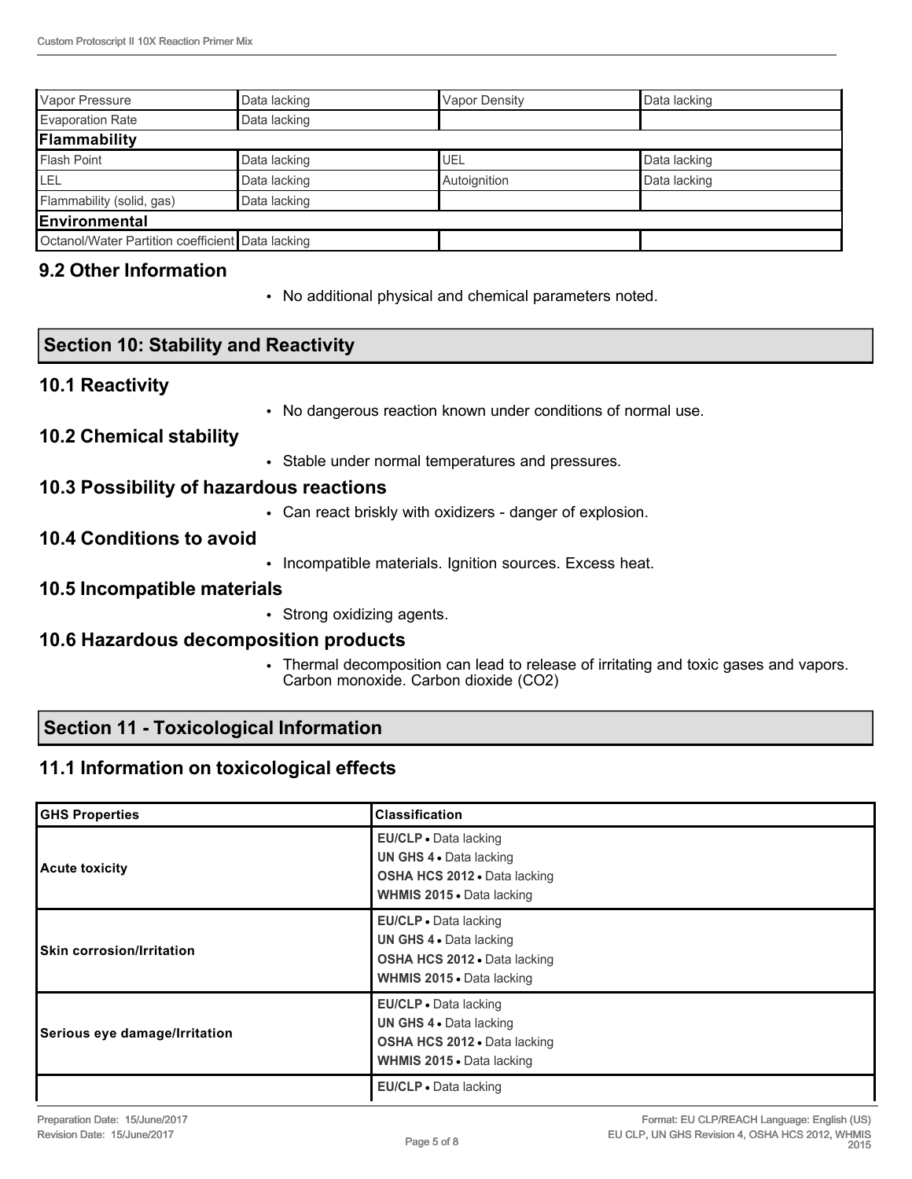| Vapor Pressure | Data lacking | Vapor Density | Data lacking |
|---|---|---|---|
| Evaporation Rate | Data lacking | | |
| **Flammability** | | | |
| Flash Point | Data lacking | UEL | Data lacking |
| LEL | Data lacking | Autoignition | Data lacking |
| Flammability (solid, gas) | Data lacking | | |
| **Environmental** | | | |
| Octanol/Water Partition coefficient | Data lacking | | |

## 9.2 Other Information

- No additional physical and chemical parameters noted.

## Section 10: Stability and Reactivity

### 10.1 Reactivity

- No dangerous reaction known under conditions of normal use.

### 10.2 Chemical stability

- Stable under normal temperatures and pressures.

### 10.3 Possibility of hazardous reactions

- Can react briskly with oxidizers - danger of explosion.

### 10.4 Conditions to avoid

- Incompatible materials. Ignition sources. Excess heat.

### 10.5 Incompatible materials

- Strong oxidizing agents.

### 10.6 Hazardous decomposition products

- Thermal decomposition can lead to release of irritating and toxic gases and vapors. Carbon monoxide. Carbon dioxide ($CO_2$)

## Section 11 - Toxicological Information

### 11.1 Information on toxicological effects

| GHS Properties | Classification |
|---|---|
| **Acute toxicity** | **EU/CLP** • Data lacking<br>**UN GHS 4** • Data lacking<br>**OSHA HCS 2012** • Data lacking<br>**WHMIS 2015** • Data lacking |
| **Skin corrosion/Irritation** | **EU/CLP** • Data lacking<br>**UN GHS 4** • Data lacking<br>**OSHA HCS 2012** • Data lacking<br>**WHMIS 2015** • Data lacking |
| **Serious eye damage/Irritation** | **EU/CLP** • Data lacking<br>**UN GHS 4** • Data lacking<br>**OSHA HCS 2012** • Data lacking<br>**WHMIS 2015** • Data lacking |
| | **EU/CLP** • Data lacking |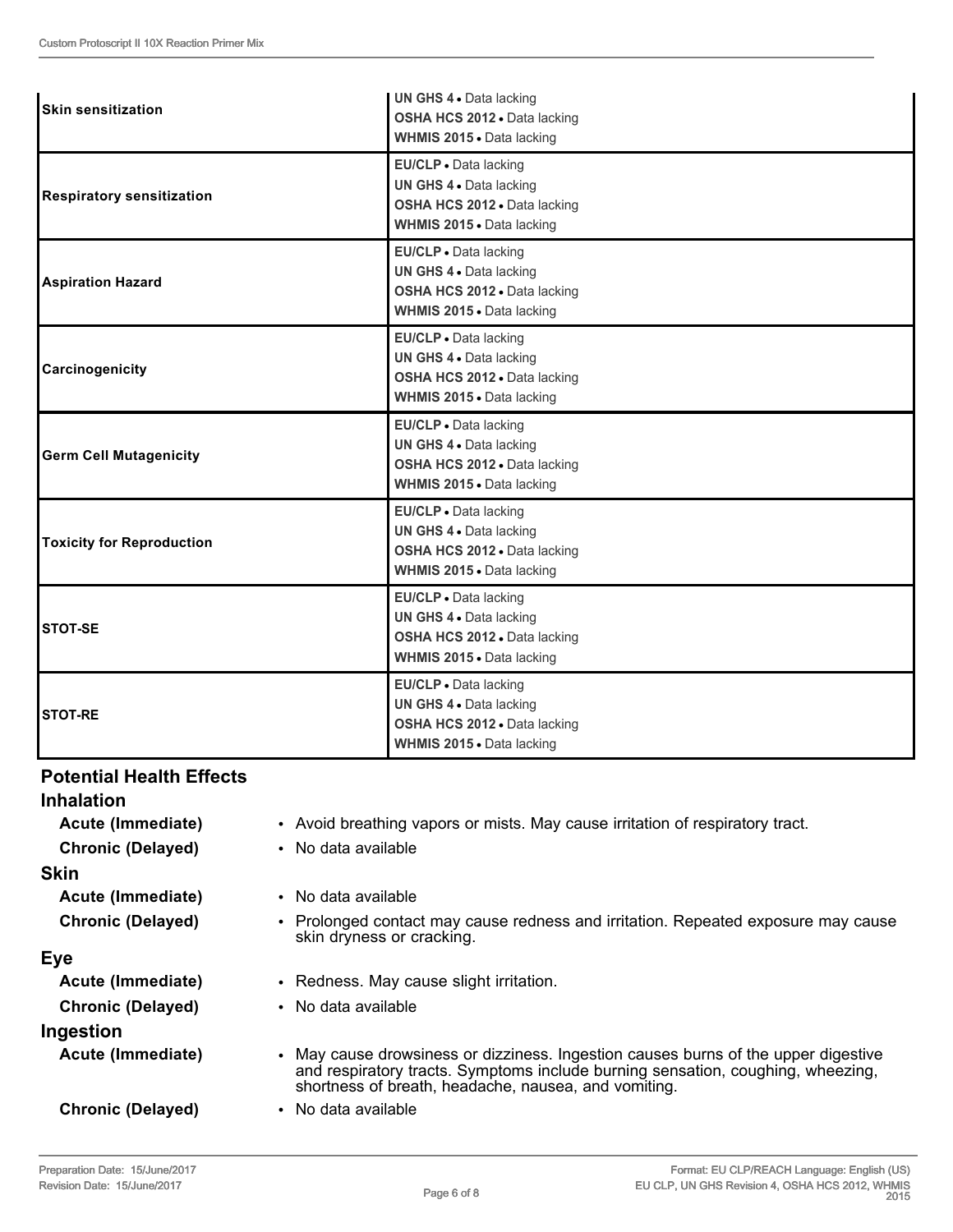| | |
|---|---|
| **Skin sensitization** | **UN GHS 4** • Data lacking<br>**OSHA HCS 2012** • Data lacking<br>**WHMIS 2015** • Data lacking |
| **Respiratory sensitization** | **EU/CLP** • Data lacking<br>**UN GHS 4** • Data lacking<br>**OSHA HCS 2012** • Data lacking<br>**WHMIS 2015** • Data lacking |
| **Aspiration Hazard** | **EU/CLP** • Data lacking<br>**UN GHS 4** • Data lacking<br>**OSHA HCS 2012** • Data lacking<br>**WHMIS 2015** • Data lacking |
| **Carcinogenicity** | **EU/CLP** • Data lacking<br>**UN GHS 4** • Data lacking<br>**OSHA HCS 2012** • Data lacking<br>**WHMIS 2015** • Data lacking |
| **Germ Cell Mutagenicity** | **EU/CLP** • Data lacking<br>**UN GHS 4** • Data lacking<br>**OSHA HCS 2012** • Data lacking<br>**WHMIS 2015** • Data lacking |
| **Toxicity for Reproduction** | **EU/CLP** • Data lacking<br>**UN GHS 4** • Data lacking<br>**OSHA HCS 2012** • Data lacking<br>**WHMIS 2015** • Data lacking |
| **STOT-SE** | **EU/CLP** • Data lacking<br>**UN GHS 4** • Data lacking<br>**OSHA HCS 2012** • Data lacking<br>**WHMIS 2015** • Data lacking |
| **STOT-RE** | **EU/CLP** • Data lacking<br>**UN GHS 4** • Data lacking<br>**OSHA HCS 2012** • Data lacking<br>**WHMIS 2015** • Data lacking |

## Potential Health Effects

### Inhalation

**Acute (Immediate)**
- Avoid breathing vapors or mists. May cause irritation of respiratory tract.

**Chronic (Delayed)**
- No data available

### Skin

**Acute (Immediate)**
- No data available

**Chronic (Delayed)**
- Prolonged contact may cause redness and irritation. Repeated exposure may cause skin dryness or cracking.

### Eye

**Acute (Immediate)**
- Redness. May cause slight irritation.

**Chronic (Delayed)**
- No data available

### Ingestion

**Acute (Immediate)**
- May cause drowsiness or dizziness. Ingestion causes burns of the upper digestive and respiratory tracts. Symptoms include burning sensation, coughing, wheezing, shortness of breath, headache, nausea, and vomiting.

**Chronic (Delayed)**
- No data available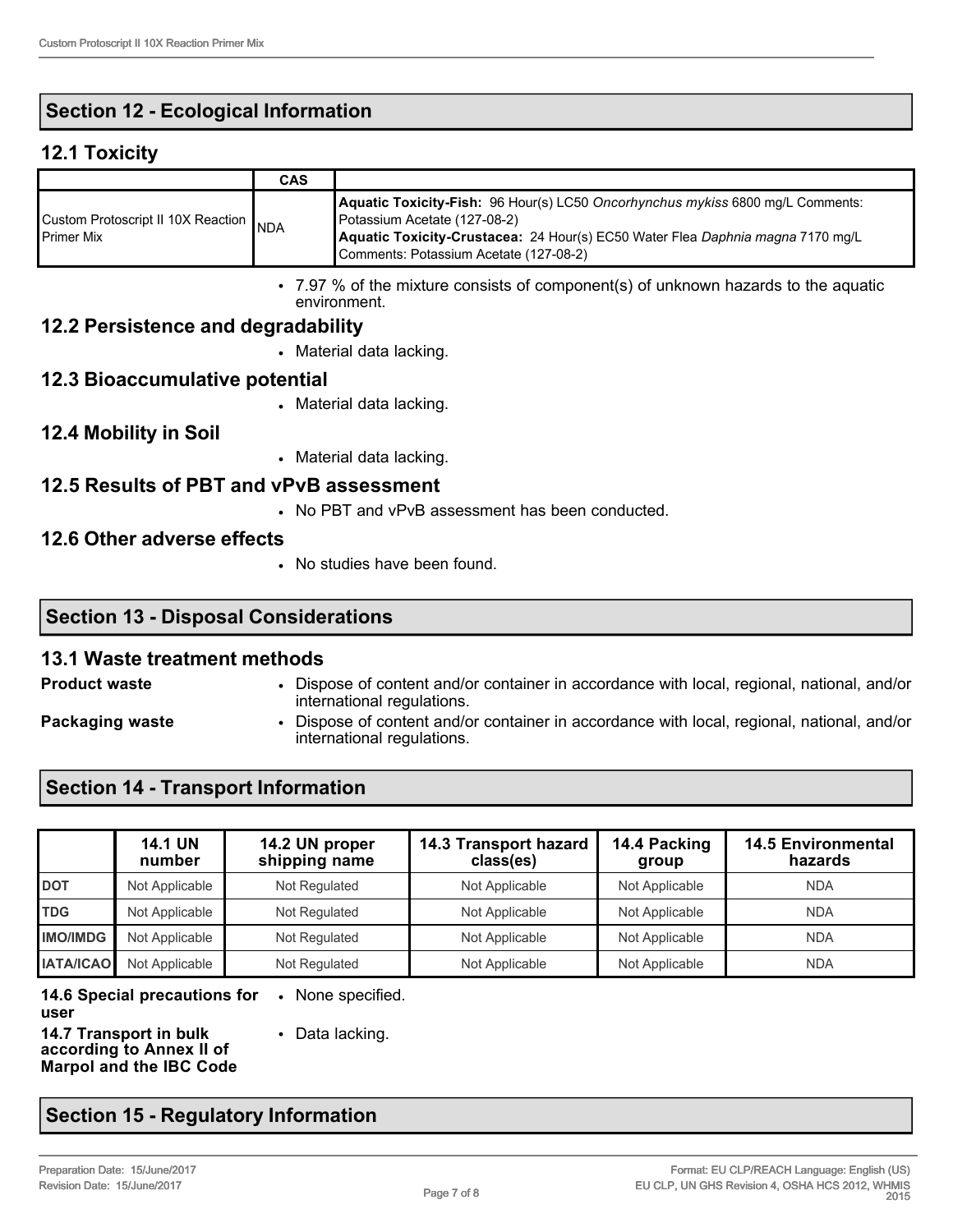## Section 12 - Ecological Information

### 12.1 Toxicity

| | CAS | |
|---|---|---|
| Custom Protoscript II 10X Reaction Primer Mix | NDA | **Aquatic Toxicity-Fish:** 96 Hour(s) LC50 *Oncorhynchus mykiss* 6800 mg/L Comments: Potassium Acetate (127-08-2)<br>**Aquatic Toxicity-Crustacea:** 24 Hour(s) EC50 Water Flea *Daphnia magna* 7170 mg/L Comments: Potassium Acetate (127-08-2) |

- 7.97 % of the mixture consists of component(s) of unknown hazards to the aquatic environment.

### 12.2 Persistence and degradability

- Material data lacking.

### 12.3 Bioaccumulative potential

- Material data lacking.

### 12.4 Mobility in Soil

- Material data lacking.

### 12.5 Results of PBT and vPvB assessment

- No PBT and vPvB assessment has been conducted.

### 12.6 Other adverse effects

- No studies have been found.

## Section 13 - Disposal Considerations

### 13.1 Waste treatment methods

**Product waste**
- Dispose of content and/or container in accordance with local, regional, national, and/or international regulations.

**Packaging waste**
- Dispose of content and/or container in accordance with local, regional, national, and/or international regulations.

## Section 14 - Transport Information

| | 14.1 UN number | 14.2 UN proper shipping name | 14.3 Transport hazard class(es) | 14.4 Packing group | 14.5 Environmental hazards |
|---|---|---|---|---|---|
| DOT | Not Applicable | Not Regulated | Not Applicable | Not Applicable | NDA |
| TDG | Not Applicable | Not Regulated | Not Applicable | Not Applicable | NDA |
| IMO/IMDG | Not Applicable | Not Regulated | Not Applicable | Not Applicable | NDA |
| IATA/ICAO | Not Applicable | Not Regulated | Not Applicable | Not Applicable | NDA |

**14.6 Special precautions for user**
- None specified.

**14.7 Transport in bulk according to Annex II of Marpol and the IBC Code**
- Data lacking.

## Section 15 - Regulatory Information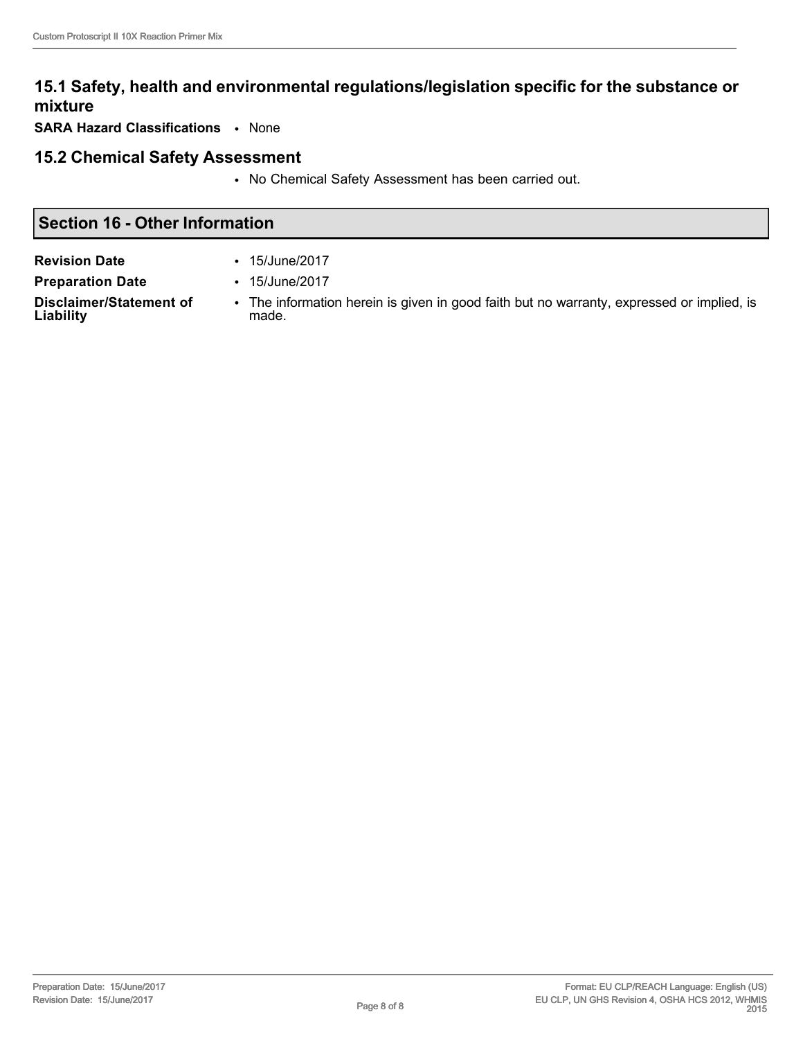## 15.1 Safety, health and environmental regulations/legislation specific for the substance or mixture

**SARA Hazard Classifications** • None

## 15.2 Chemical Safety Assessment

- No Chemical Safety Assessment has been carried out.

## Section 16 - Other Information

| | |
|---|---|
| **Revision Date** | • 15/June/2017 |
| **Preparation Date** | • 15/June/2017 |
| **Disclaimer/Statement of Liability** | • The information herein is given in good faith but no warranty, expressed or implied, is made. |